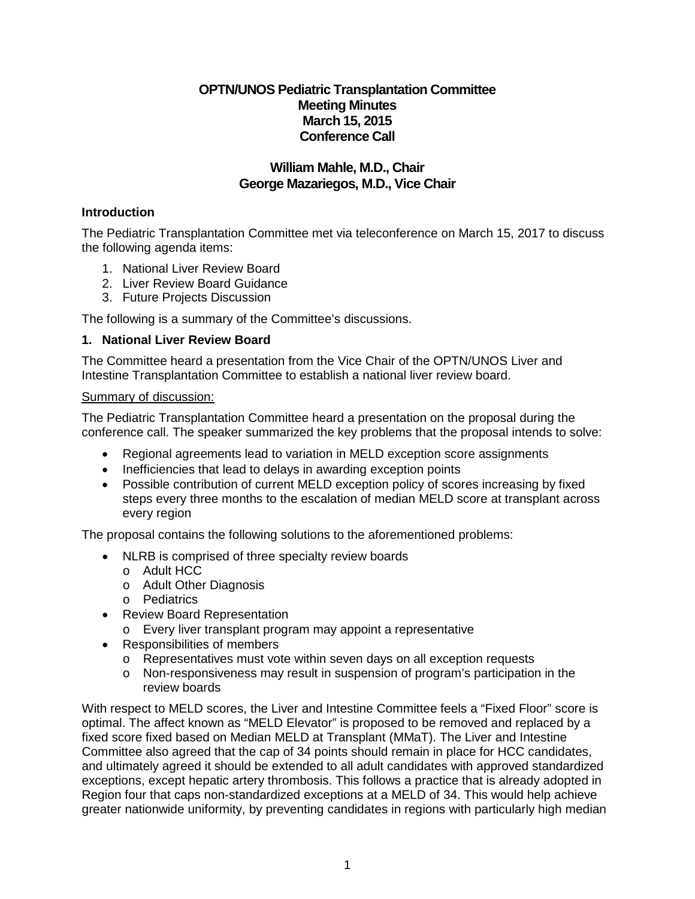# OPTN/UNOS Pediatric Transplantation Committee
## Meeting Minutes
## March 15, 2015
## Conference Call

### William Mahle, M.D., Chair
### George Mazariegos, M.D., Vice Chair

**Introduction**

The Pediatric Transplantation Committee met via teleconference on March 15, 2017 to discuss the following agenda items:

1. National Liver Review Board
2. Liver Review Board Guidance
3. Future Projects Discussion

The following is a summary of the Committee's discussions.

**1. National Liver Review Board**

The Committee heard a presentation from the Vice Chair of the OPTN/UNOS Liver and Intestine Transplantation Committee to establish a national liver review board.

Summary of discussion:

The Pediatric Transplantation Committee heard a presentation on the proposal during the conference call. The speaker summarized the key problems that the proposal intends to solve:

- Regional agreements lead to variation in MELD exception score assignments
- Inefficiencies that lead to delays in awarding exception points
- Possible contribution of current MELD exception policy of scores increasing by fixed steps every three months to the escalation of median MELD score at transplant across every region

The proposal contains the following solutions to the aforementioned problems:

- NLRB is comprised of three specialty review boards
  - Adult HCC
  - Adult Other Diagnosis
  - Pediatrics
- Review Board Representation
  - Every liver transplant program may appoint a representative
- Responsibilities of members
  - Representatives must vote within seven days on all exception requests
  - Non-responsiveness may result in suspension of program's participation in the review boards

With respect to MELD scores, the Liver and Intestine Committee feels a "Fixed Floor" score is optimal. The affect known as "MELD Elevator" is proposed to be removed and replaced by a fixed score fixed based on Median MELD at Transplant (MMaT). The Liver and Intestine Committee also agreed that the cap of 34 points should remain in place for HCC candidates, and ultimately agreed it should be extended to all adult candidates with approved standardized exceptions, except hepatic artery thrombosis. This follows a practice that is already adopted in Region four that caps non-standardized exceptions at a MELD of 34. This would help achieve greater nationwide uniformity, by preventing candidates in regions with particularly high median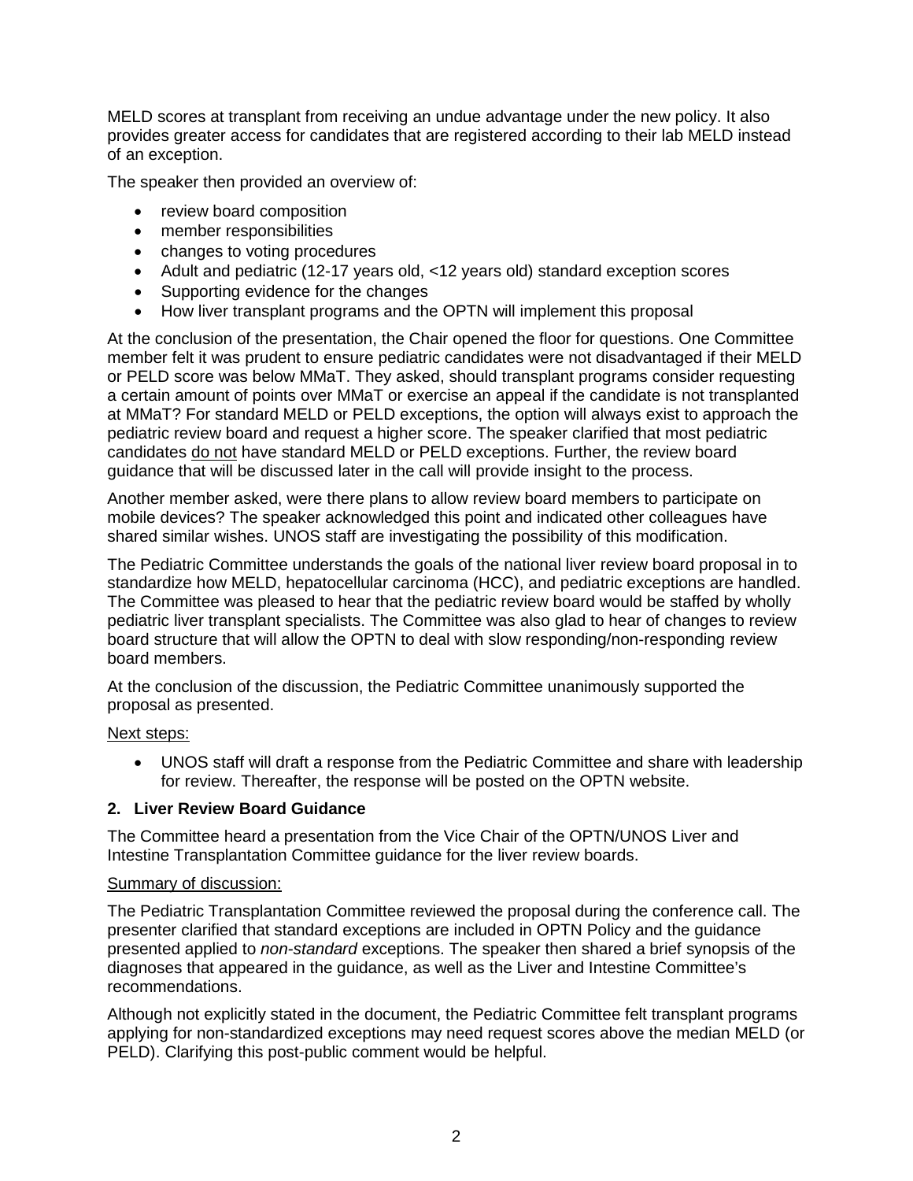MELD scores at transplant from receiving an undue advantage under the new policy. It also provides greater access for candidates that are registered according to their lab MELD instead of an exception.

The speaker then provided an overview of:

- review board composition
- member responsibilities
- changes to voting procedures
- Adult and pediatric (12-17 years old, <12 years old) standard exception scores
- Supporting evidence for the changes
- How liver transplant programs and the OPTN will implement this proposal

At the conclusion of the presentation, the Chair opened the floor for questions. One Committee member felt it was prudent to ensure pediatric candidates were not disadvantaged if their MELD or PELD score was below MMaT. They asked, should transplant programs consider requesting a certain amount of points over MMaT or exercise an appeal if the candidate is not transplanted at MMaT? For standard MELD or PELD exceptions, the option will always exist to approach the pediatric review board and request a higher score. The speaker clarified that most pediatric candidates <u>do not</u> have standard MELD or PELD exceptions. Further, the review board guidance that will be discussed later in the call will provide insight to the process.

Another member asked, were there plans to allow review board members to participate on mobile devices? The speaker acknowledged this point and indicated other colleagues have shared similar wishes. UNOS staff are investigating the possibility of this modification.

The Pediatric Committee understands the goals of the national liver review board proposal in to standardize how MELD, hepatocellular carcinoma (HCC), and pediatric exceptions are handled. The Committee was pleased to hear that the pediatric review board would be staffed by wholly pediatric liver transplant specialists. The Committee was also glad to hear of changes to review board structure that will allow the OPTN to deal with slow responding/non-responding review board members.

At the conclusion of the discussion, the Pediatric Committee unanimously supported the proposal as presented.

<u>Next steps:</u>

- UNOS staff will draft a response from the Pediatric Committee and share with leadership for review. Thereafter, the response will be posted on the OPTN website.

**2. Liver Review Board Guidance**

The Committee heard a presentation from the Vice Chair of the OPTN/UNOS Liver and Intestine Transplantation Committee guidance for the liver review boards.

<u>Summary of discussion:</u>

The Pediatric Transplantation Committee reviewed the proposal during the conference call. The presenter clarified that standard exceptions are included in OPTN Policy and the guidance presented applied to *non-standard* exceptions. The speaker then shared a brief synopsis of the diagnoses that appeared in the guidance, as well as the Liver and Intestine Committee's recommendations.

Although not explicitly stated in the document, the Pediatric Committee felt transplant programs applying for non-standardized exceptions may need request scores above the median MELD (or PELD). Clarifying this post-public comment would be helpful.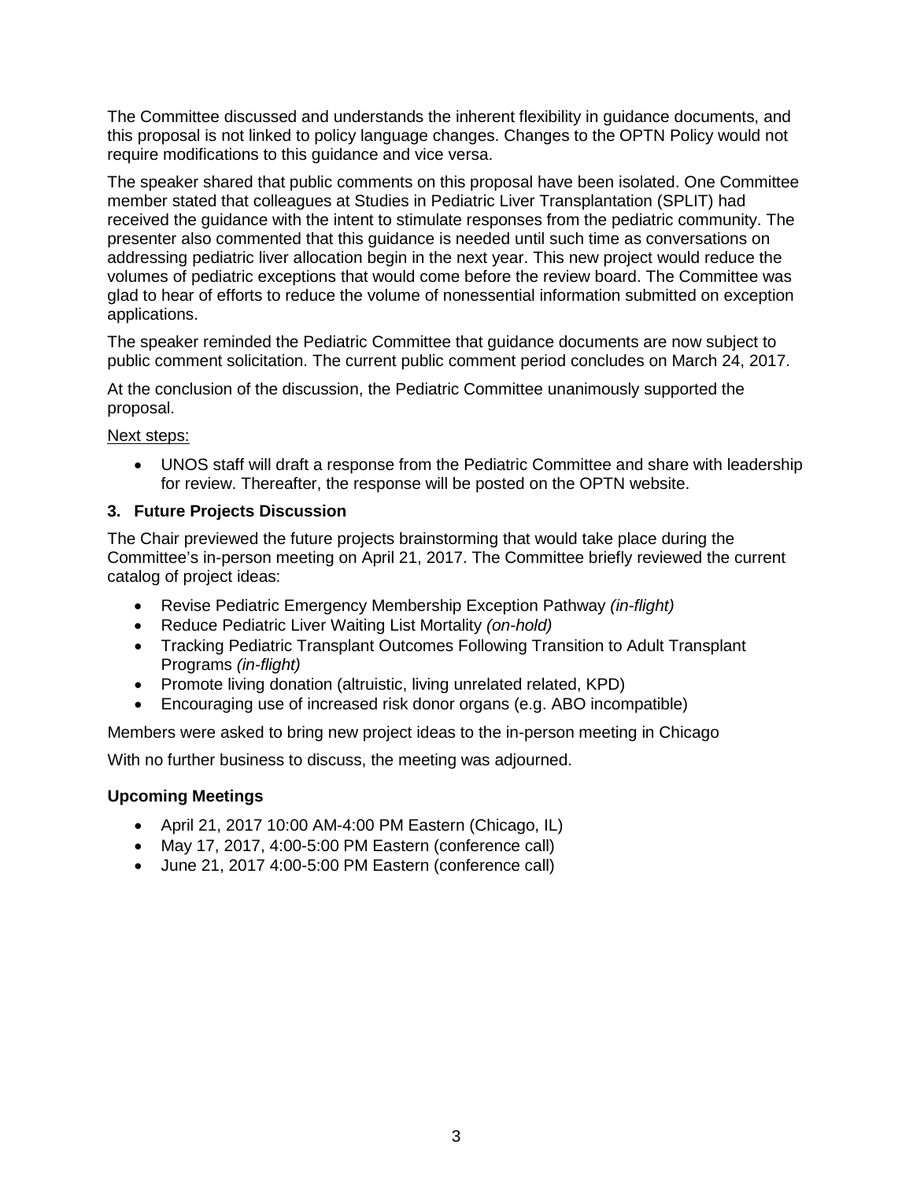The Committee discussed and understands the inherent flexibility in guidance documents, and this proposal is not linked to policy language changes. Changes to the OPTN Policy would not require modifications to this guidance and vice versa.

The speaker shared that public comments on this proposal have been isolated. One Committee member stated that colleagues at Studies in Pediatric Liver Transplantation (SPLIT) had received the guidance with the intent to stimulate responses from the pediatric community. The presenter also commented that this guidance is needed until such time as conversations on addressing pediatric liver allocation begin in the next year. This new project would reduce the volumes of pediatric exceptions that would come before the review board. The Committee was glad to hear of efforts to reduce the volume of nonessential information submitted on exception applications.

The speaker reminded the Pediatric Committee that guidance documents are now subject to public comment solicitation. The current public comment period concludes on March 24, 2017.

At the conclusion of the discussion, the Pediatric Committee unanimously supported the proposal.

Next steps:

- UNOS staff will draft a response from the Pediatric Committee and share with leadership for review. Thereafter, the response will be posted on the OPTN website.

### 3. Future Projects Discussion

The Chair previewed the future projects brainstorming that would take place during the Committee's in-person meeting on April 21, 2017. The Committee briefly reviewed the current catalog of project ideas:

- Revise Pediatric Emergency Membership Exception Pathway *(in-flight)*
- Reduce Pediatric Liver Waiting List Mortality *(on-hold)*
- Tracking Pediatric Transplant Outcomes Following Transition to Adult Transplant Programs *(in-flight)*
- Promote living donation (altruistic, living unrelated related, KPD)
- Encouraging use of increased risk donor organs (e.g. ABO incompatible)

Members were asked to bring new project ideas to the in-person meeting in Chicago

With no further business to discuss, the meeting was adjourned.

### Upcoming Meetings

- April 21, 2017 10:00 AM-4:00 PM Eastern (Chicago, IL)
- May 17, 2017, 4:00-5:00 PM Eastern (conference call)
- June 21, 2017 4:00-5:00 PM Eastern (conference call)